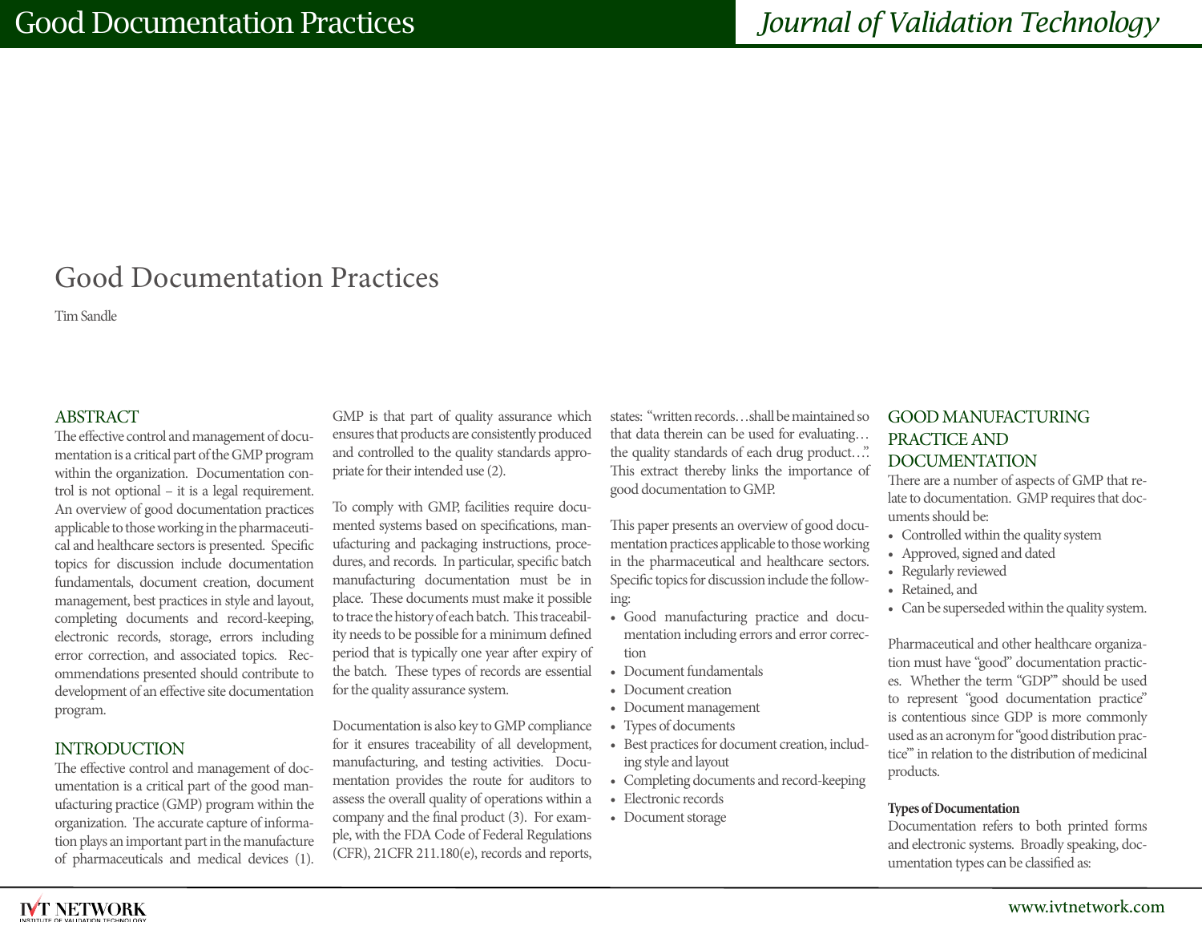# Good Documentation Practices

Tim Sandle

## ABSTRACT

The effective control and management of documentation is a critical part of the GMP program within the organization. Documentation control is not optional – it is a legal requirement. An overview of good documentation practices applicable to those working in the pharmaceutical and healthcare sectors is presented. Specific topics for discussion include documentation fundamentals, document creation, document management, best practices in style and layout, completing documents and record-keeping, electronic records, storage, errors including error correction, and associated topics. Recommendations presented should contribute to development of an effective site documentation program.

## INTRODUCTION

The effective control and management of documentation is a critical part of the good manufacturing practice (GMP) program within the organization. The accurate capture of information plays an important part in the manufacture of pharmaceuticals and medical devices (1). GMP is that part of quality assurance which ensures that products are consistently produced and controlled to the quality standards appropriate for their intended use (2).

To comply with GMP, facilities require documented systems based on specifications, manufacturing and packaging instructions, procedures, and records. In particular, specific batch manufacturing documentation must be in place. These documents must make it possible to trace the history of each batch. This traceability needs to be possible for a minimum defined period that is typically one year after expiry of the batch. These types of records are essential for the quality assurance system.

Documentation is also key to GMP compliance for it ensures traceability of all development, manufacturing, and testing activities. Documentation provides the route for auditors to assess the overall quality of operations within a company and the final product (3). For example, with the FDA Code of Federal Regulations (CFR), 21CFR 211.180(e), records and reports, states: "written records…shall be maintained so that data therein can be used for evaluating… the quality standards of each drug product…". This extract thereby links the importance of good documentation to GMP.

This paper presents an overview of good documentation practices applicable to those working in the pharmaceutical and healthcare sectors. Specific topics for discussion include the following:

- Good manufacturing practice and documentation including errors and error correction
- Document fundamentals
- Document creation
- Document management
- Types of documents
- Best practices for document creation, including style and layout
- Completing documents and record-keeping
- Electronic records
- Document storage

## GOOD MANUFACTURING PRACTICE AND DOCUMENTATION

There are a number of aspects of GMP that relate to documentation. GMP requires that documents should be:

- Controlled within the quality system
- Approved, signed and dated
- Regularly reviewed
- Retained, and
- Can be superseded within the quality system.

Pharmaceutical and other healthcare organization must have "good" documentation practices. Whether the term "GDP" should be used to represent "good documentation practice" is contentious since GDP is more commonly used as an acronym for "good distribution practice" in relation to the distribution of medicinal products.

### Types of Documentation

Documentation refers to both printed forms and electronic systems. Broadly speaking, documentation types can be classified as: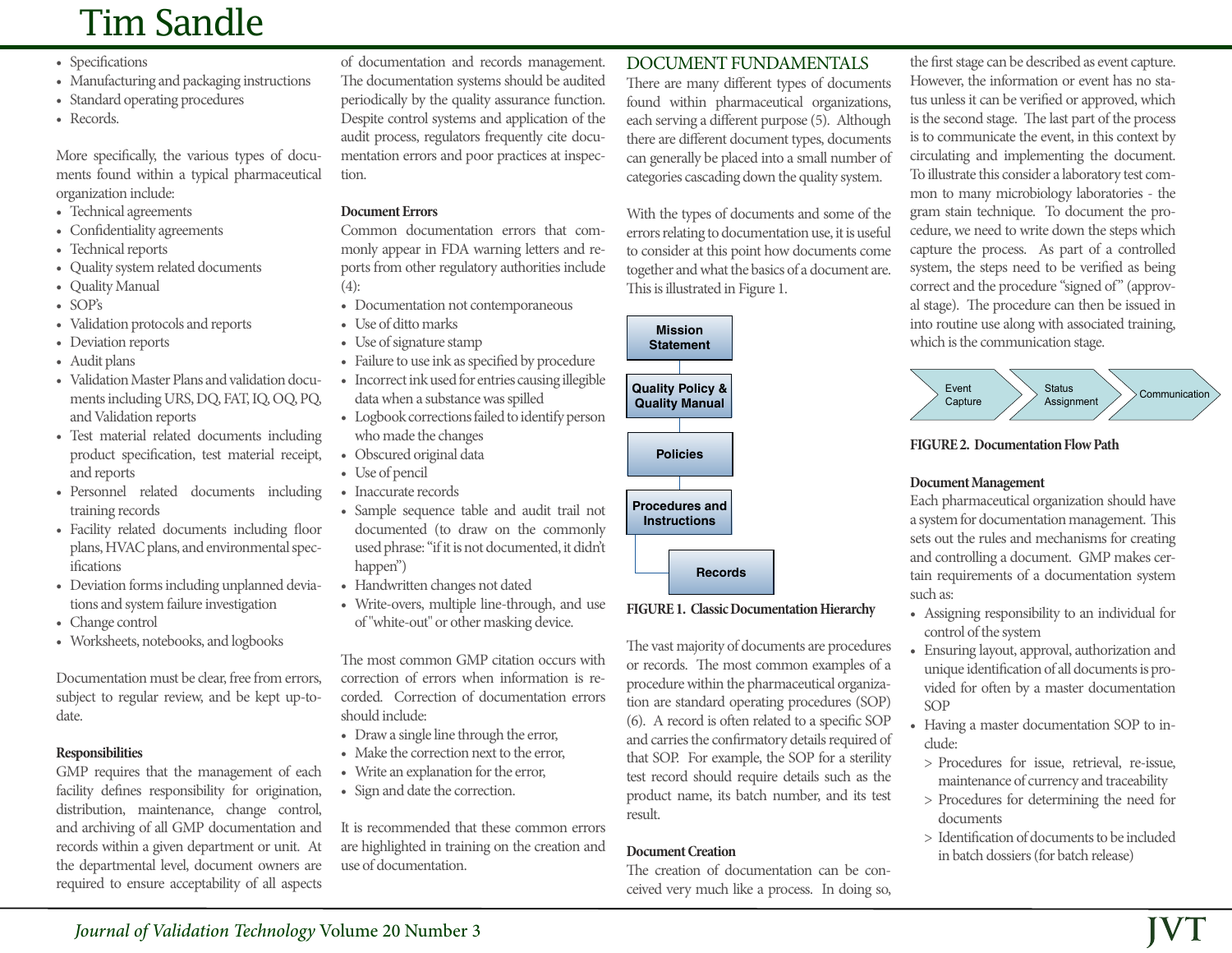- Specifications
- Manufacturing and packaging instructions
- Standard operating procedures
- Records.

More specifically, the various types of documents found within a typical pharmaceutical organization include:

- Technical agreements
- Confidentiality agreements
- Technical reports
- Quality system related documents
- Quality Manual
- SOP's
- Validation protocols and reports
- Deviation reports
- Audit plans
- Validation Master Plans and validation documents including URS, DQ, FAT, IQ, OQ, PQ, and Validation reports
- Test material related documents including product specification, test material receipt, and reports
- Personnel related documents including training records
- Facility related documents including floor plans, HVAC plans, and environmental specifications
- Deviation forms including unplanned deviations and system failure investigation
- Change control
- Worksheets, notebooks, and logbooks

Documentation must be clear, free from errors, subject to regular review, and be kept up-to-date.

### Responsibilities

GMP requires that the management of each facility defines responsibility for origination, distribution, maintenance, change control, and archiving of all GMP documentation and records within a given department or unit. At the departmental level, document owners are required to ensure acceptability of all aspects of documentation and records management. The documentation systems should be audited periodically by the quality assurance function. Despite control systems and application of the audit process, regulators frequently cite documentation errors and poor practices at inspection.

### Document Errors

Common documentation errors that commonly appear in FDA warning letters and reports from other regulatory authorities include (4):

- Documentation not contemporaneous
- Use of ditto marks
- Use of signature stamp
- Failure to use ink as specified by procedure
- Incorrect ink used for entries causing illegible data when a substance was spilled
- Logbook corrections failed to identify person who made the changes
- Obscured original data
- Use of pencil
- Inaccurate records
- Sample sequence table and audit trail not documented (to draw on the commonly used phrase: "if it is not documented, it didn't happen")
- Handwritten changes not dated
- Write-overs, multiple line-through, and use of "white-out" or other masking device.

The most common GMP citation occurs with correction of errors when information is recorded. Correction of documentation errors should include:

- Draw a single line through the error,
- Make the correction next to the error,
- Write an explanation for the error,
- Sign and date the correction.

It is recommended that these common errors are highlighted in training on the creation and use of documentation.

## DOCUMENT FUNDAMENTALS

There are many different types of documents found within pharmaceutical organizations, each serving a different purpose (5). Although there are different document types, documents can generally be placed into a small number of categories cascading down the quality system.

With the types of documents and some of the errors relating to documentation use, it is useful to consider at this point how documents come together and what the basics of a document are. This is illustrated in Figure 1.

Mission Statement → Quality Policy & Quality Manual → Policies → Procedures and Instructions → Records

**FIGURE 1. Classic Documentation Hierarchy**

The vast majority of documents are procedures or records. The most common examples of a procedure within the pharmaceutical organization are standard operating procedures (SOP) (6). A record is often related to a specific SOP and carries the confirmatory details required of that SOP. For example, the SOP for a sterility test record should require details such as the product name, its batch number, and its test result.

### Document Creation

The creation of documentation can be conceived very much like a process. In doing so, the first stage can be described as event capture. However, the information or event has no status unless it can be verified or approved, which is the second stage. The last part of the process is to communicate the event, in this context by circulating and implementing the document. To illustrate this consider a laboratory test common to many microbiology laboratories - the gram stain technique. To document the procedure, we need to write down the steps which capture the process. As part of a controlled system, the steps need to be verified as being correct and the procedure "signed of" (approval stage). The procedure can then be issued in into routine use along with associated training, which is the communication stage.

Event Capture → Status Assignment → Communication

**FIGURE 2. Documentation Flow Path**

### Document Management

Each pharmaceutical organization should have a system for documentation management. This sets out the rules and mechanisms for creating and controlling a document. GMP makes certain requirements of a documentation system such as:

- Assigning responsibility to an individual for control of the system
- Ensuring layout, approval, authorization and unique identification of all documents is provided for often by a master documentation SOP
- Having a master documentation SOP to include:
  - > Procedures for issue, retrieval, re-issue, maintenance of currency and traceability
  - > Procedures for determining the need for documents
  - > Identification of documents to be included in batch dossiers (for batch release)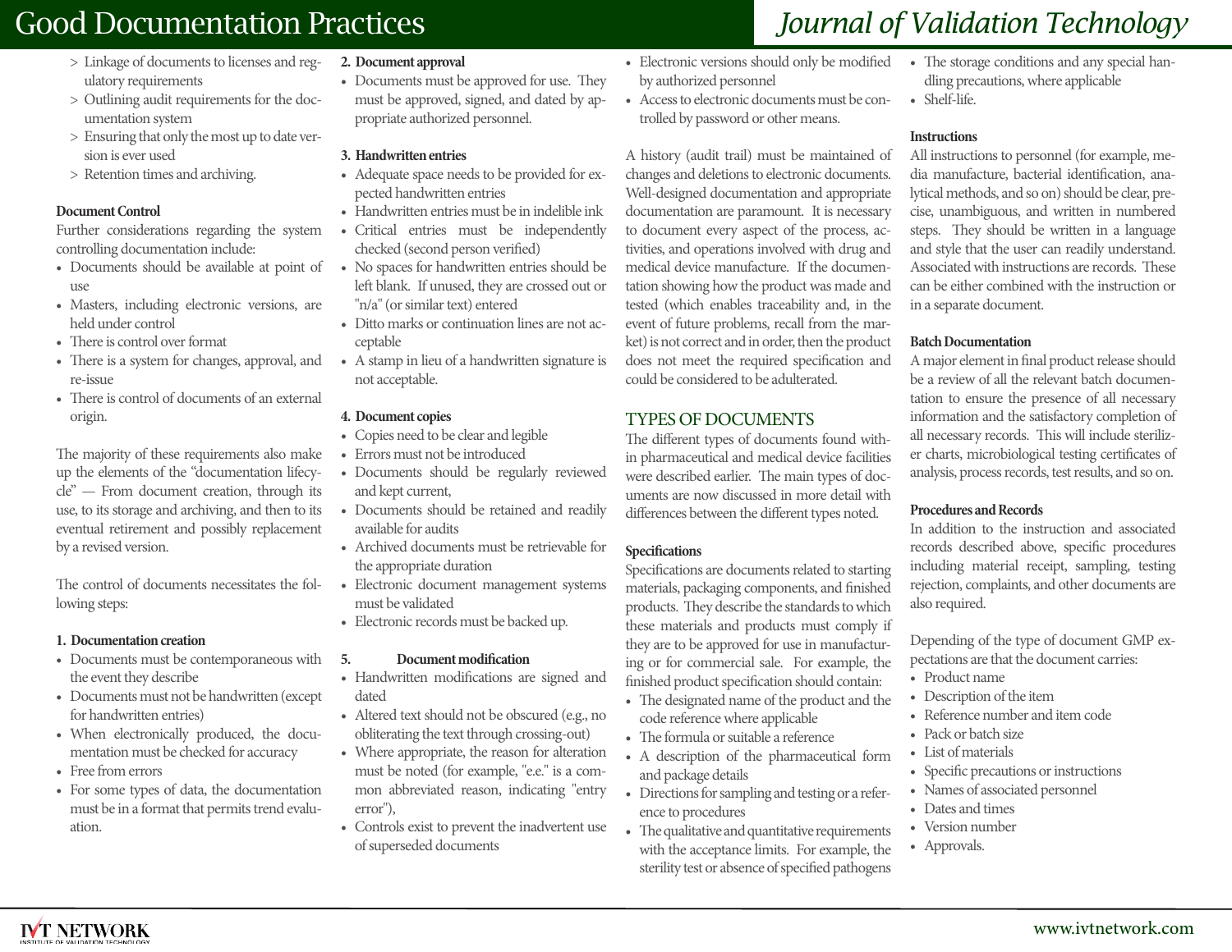- Linkage of documents to licenses and regulatory requirements
- Outlining audit requirements for the documentation system
- Ensuring that only the most up to date version is ever used
- Retention times and archiving.

**Document Control**

Further considerations regarding the system controlling documentation include:

- Documents should be available at point of use
- Masters, including electronic versions, are held under control
- There is control over format
- There is a system for changes, approval, and re-issue
- There is control of documents of an external origin.

The majority of these requirements also make up the elements of the "documentation lifecycle" — From document creation, through its use, to its storage and archiving, and then to its eventual retirement and possibly replacement by a revised version.

The control of documents necessitates the following steps:

**1. Documentation creation**

- Documents must be contemporaneous with the event they describe
- Documents must not be handwritten (except for handwritten entries)
- When electronically produced, the documentation must be checked for accuracy
- Free from errors
- For some types of data, the documentation must be in a format that permits trend evaluation.

**2. Document approval**

- Documents must be approved for use. They must be approved, signed, and dated by appropriate authorized personnel.

**3. Handwritten entries**

- Adequate space needs to be provided for expected handwritten entries
- Handwritten entries must be in indelible ink
- Critical entries must be independently checked (second person verified)
- No spaces for handwritten entries should be left blank. If unused, they are crossed out or "n/a" (or similar text) entered
- Ditto marks or continuation lines are not acceptable
- A stamp in lieu of a handwritten signature is not acceptable.

**4. Document copies**

- Copies need to be clear and legible
- Errors must not be introduced
- Documents should be regularly reviewed and kept current,
- Documents should be retained and readily available for audits
- Archived documents must be retrievable for the appropriate duration
- Electronic document management systems must be validated
- Electronic records must be backed up.

**5. Document modification**

- Handwritten modifications are signed and dated
- Altered text should not be obscured (e.g., no obliterating the text through crossing-out)
- Where appropriate, the reason for alteration must be noted (for example, "e.e." is a common abbreviated reason, indicating "entry error"),
- Controls exist to prevent the inadvertent use of superseded documents
- Electronic versions should only be modified by authorized personnel
- Access to electronic documents must be controlled by password or other means.

A history (audit trail) must be maintained of changes and deletions to electronic documents. Well-designed documentation and appropriate documentation are paramount. It is necessary to document every aspect of the process, activities, and operations involved with drug and medical device manufacture. If the documentation showing how the product was made and tested (which enables traceability and, in the event of future problems, recall from the market) is not correct and in order, then the product does not meet the required specification and could be considered to be adulterated.

## TYPES OF DOCUMENTS

The different types of documents found within pharmaceutical and medical device facilities were described earlier. The main types of documents are now discussed in more detail with differences between the different types noted.

**Specifications**

Specifications are documents related to starting materials, packaging components, and finished products. They describe the standards to which these materials and products must comply if they are to be approved for use in manufacturing or for commercial sale. For example, the finished product specification should contain:

- The designated name of the product and the code reference where applicable
- The formula or suitable a reference
- A description of the pharmaceutical form and package details
- Directions for sampling and testing or a reference to procedures
- The qualitative and quantitative requirements with the acceptance limits. For example, the sterility test or absence of specified pathogens
- The storage conditions and any special handling precautions, where applicable
- Shelf-life.

**Instructions**

All instructions to personnel (for example, media manufacture, bacterial identification, analytical methods, and so on) should be clear, precise, unambiguous, and written in numbered steps. They should be written in a language and style that the user can readily understand. Associated with instructions are records. These can be either combined with the instruction or in a separate document.

**Batch Documentation**

A major element in final product release should be a review of all the relevant batch documentation to ensure the presence of all necessary information and the satisfactory completion of all necessary records. This will include sterilizer charts, microbiological testing certificates of analysis, process records, test results, and so on.

**Procedures and Records**

In addition to the instruction and associated records described above, specific procedures including material receipt, sampling, testing rejection, complaints, and other documents are also required.

Depending of the type of document GMP expectations are that the document carries:

- Product name
- Description of the item
- Reference number and item code
- Pack or batch size
- List of materials
- Specific precautions or instructions
- Names of associated personnel
- Dates and times
- Version number
- Approvals.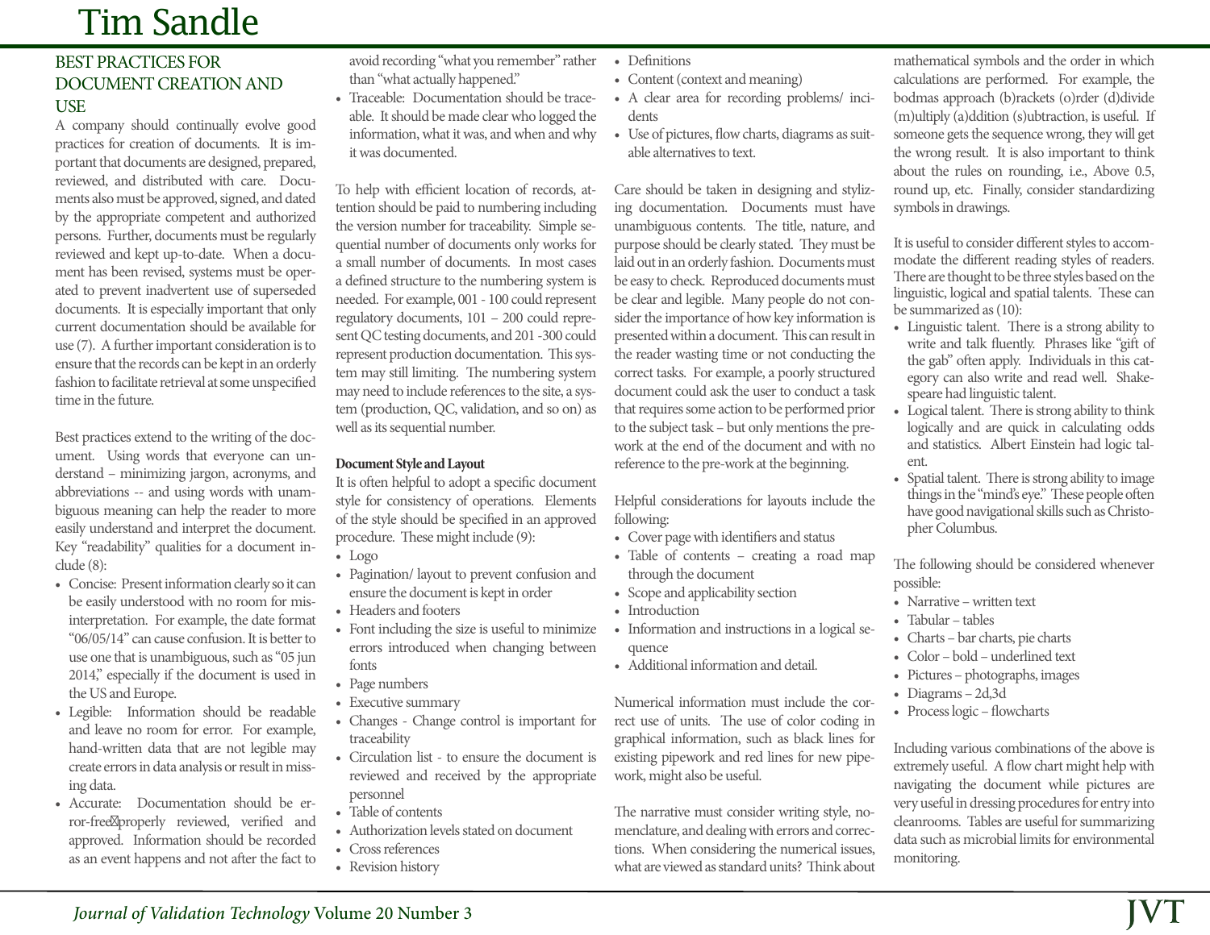## BEST PRACTICES FOR DOCUMENT CREATION AND USE

A company should continually evolve good practices for creation of documents. It is important that documents are designed, prepared, reviewed, and distributed with care. Documents also must be approved, signed, and dated by the appropriate competent and authorized persons. Further, documents must be regularly reviewed and kept up-to-date. When a document has been revised, systems must be operated to prevent inadvertent use of superseded documents. It is especially important that only current documentation should be available for use (7). A further important consideration is to ensure that the records can be kept in an orderly fashion to facilitate retrieval at some unspecified time in the future.

Best practices extend to the writing of the document. Using words that everyone can understand – minimizing jargon, acronyms, and abbreviations -- and using words with unambiguous meaning can help the reader to more easily understand and interpret the document. Key "readability" qualities for a document include (8):

- Concise: Present information clearly so it can be easily understood with no room for misinterpretation. For example, the date format "06/05/14" can cause confusion. It is better to use one that is unambiguous, such as "05 jun 2014," especially if the document is used in the US and Europe.
- Legible: Information should be readable and leave no room for error. For example, hand-written data that are not legible may create errors in data analysis or result in missing data.
- Accurate: Documentation should be error-free properly reviewed, verified and approved. Information should be recorded as an event happens and not after the fact to avoid recording "what you remember" rather than "what actually happened."
- Traceable: Documentation should be traceable. It should be made clear who logged the information, what it was, and when and why it was documented.

To help with efficient location of records, attention should be paid to numbering including the version number for traceability. Simple sequential number of documents only works for a small number of documents. In most cases a defined structure to the numbering system is needed. For example, 001 - 100 could represent regulatory documents, 101 – 200 could represent QC testing documents, and 201 -300 could represent production documentation. This system may still limiting. The numbering system may need to include references to the site, a system (production, QC, validation, and so on) as well as its sequential number.

**Document Style and Layout**

It is often helpful to adopt a specific document style for consistency of operations. Elements of the style should be specified in an approved procedure. These might include (9):

- Logo
- Pagination/ layout to prevent confusion and ensure the document is kept in order
- Headers and footers
- Font including the size is useful to minimize errors introduced when changing between fonts
- Page numbers
- Executive summary
- Changes - Change control is important for traceability
- Circulation list - to ensure the document is reviewed and received by the appropriate personnel
- Table of contents
- Authorization levels stated on document
- Cross references
- Revision history
- Definitions
- Content (context and meaning)
- A clear area for recording problems/ incidents
- Use of pictures, flow charts, diagrams as suitable alternatives to text.

Care should be taken in designing and styling documentation. Documents must have unambiguous contents. The title, nature, and purpose should be clearly stated. They must be laid out in an orderly fashion. Documents must be easy to check. Reproduced documents must be clear and legible. Many people do not consider the importance of how key information is presented within a document. This can result in the reader wasting time or not conducting the correct tasks. For example, a poorly structured document could ask the user to conduct a task that requires some action to be performed prior to the subject task – but only mentions the pre-work at the end of the document and with no reference to the pre-work at the beginning.

Helpful considerations for layouts include the following:

- Cover page with identifiers and status
- Table of contents – creating a road map through the document
- Scope and applicability section
- Introduction
- Information and instructions in a logical sequence
- Additional information and detail.

Numerical information must include the correct use of units. The use of color coding in graphical information, such as black lines for existing pipework and red lines for new pipework, might also be useful.

The narrative must consider writing style, nomenclature, and dealing with errors and corrections. When considering the numerical issues, what are viewed as standard units? Think about mathematical symbols and the order in which calculations are performed. For example, the bodmas approach (b)rackets (o)rder (d)divide (m)ultiply (a)ddition (s)ubtraction, is useful. If someone gets the sequence wrong, they will get the wrong result. It is also important to think about the rules on rounding, i.e., Above 0.5, round up, etc. Finally, consider standardizing symbols in drawings.

It is useful to consider different styles to accommodate the different reading styles of readers. There are thought to be three styles based on the linguistic, logical and spatial talents. These can be summarized as (10):

- Linguistic talent. There is a strong ability to write and talk fluently. Phrases like "gift of the gab" often apply. Individuals in this category can also write and read well. Shakespeare had linguistic talent.
- Logical talent. There is strong ability to think logically and are quick in calculating odds and statistics. Albert Einstein had logic talent.
- Spatial talent. There is strong ability to image things in the "mind's eye." These people often have good navigational skills such as Christopher Columbus.

The following should be considered whenever possible:

- Narrative – written text
- Tabular – tables
- Charts – bar charts, pie charts
- Color – bold – underlined text
- Pictures – photographs, images
- Diagrams – 2d,3d
- Process logic – flowcharts

Including various combinations of the above is extremely useful. A flow chart might help with navigating the document while pictures are very useful in dressing procedures for entry into cleanrooms. Tables are useful for summarizing data such as microbial limits for environmental monitoring.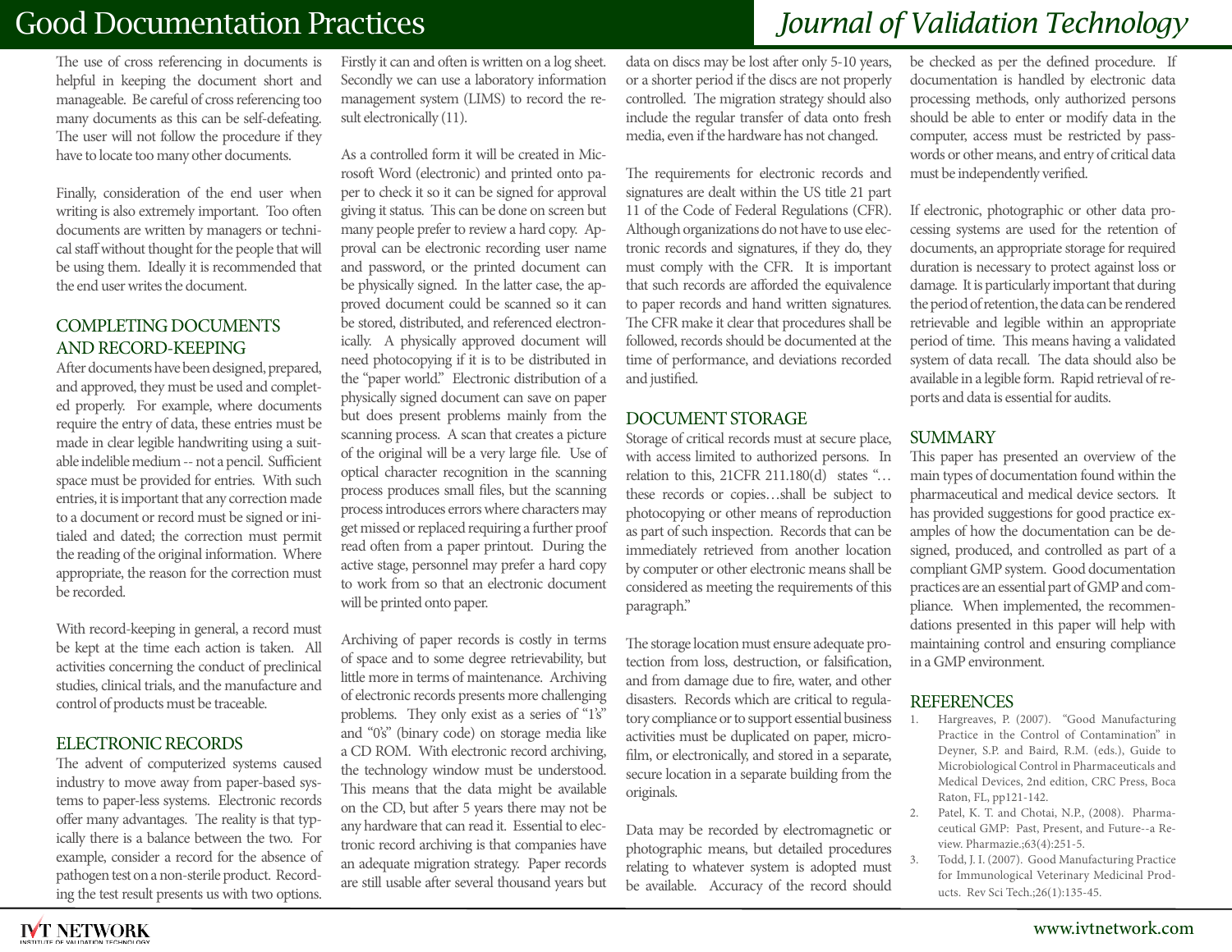The use of cross referencing in documents is helpful in keeping the document short and manageable. Be careful of cross referencing too many documents as this can be self-defeating. The user will not follow the procedure if they have to locate too many other documents.

Finally, consideration of the end user when writing is also extremely important. Too often documents are written by managers or technical staff without thought for the people that will be using them. Ideally it is recommended that the end user writes the document.

## COMPLETING DOCUMENTS AND RECORD-KEEPING

After documents have been designed, prepared, and approved, they must be used and completed properly. For example, where documents require the entry of data, these entries must be made in clear legible handwriting using a suitable indelible medium -- not a pencil. Sufficient space must be provided for entries. With such entries, it is important that any correction made to a document or record must be signed or initialed and dated; the correction must permit the reading of the original information. Where appropriate, the reason for the correction must be recorded.

With record-keeping in general, a record must be kept at the time each action is taken. All activities concerning the conduct of preclinical studies, clinical trials, and the manufacture and control of products must be traceable.

## ELECTRONIC RECORDS

The advent of computerized systems caused industry to move away from paper-based systems to paper-less systems. Electronic records offer many advantages. The reality is that typically there is a balance between the two. For example, consider a record for the absence of pathogen test on a non-sterile product. Recording the test result presents us with two options. Firstly it can and often is written on a log sheet. Secondly we can use a laboratory information management system (LIMS) to record the result electronically (11).

As a controlled form it will be created in Microsoft Word (electronic) and printed onto paper to check it so it can be signed for approval giving it status. This can be done on screen but many people prefer to review a hard copy. Approval can be electronic recording user name and password, or the printed document can be physically signed. In the latter case, the approved document could be scanned so it can be stored, distributed, and referenced electronically. A physically approved document will need photocopying if it is to be distributed in the "paper world." Electronic distribution of a physically signed document can save on paper but does present problems mainly from the scanning process. A scan that creates a picture of the original will be a very large file. Use of optical character recognition in the scanning process produces small files, but the scanning process introduces errors where characters may get missed or replaced requiring a further proof read often from a paper printout. During the active stage, personnel may prefer a hard copy to work from so that an electronic document will be printed onto paper.

Archiving of paper records is costly in terms of space and to some degree retrievability, but little more in terms of maintenance. Archiving of electronic records presents more challenging problems. They only exist as a series of "1's" and "0's" (binary code) on storage media like a CD ROM. With electronic record archiving, the technology window must be understood. This means that the data might be available on the CD, but after 5 years there may not be any hardware that can read it. Essential to electronic record archiving is that companies have an adequate migration strategy. Paper records are still usable after several thousand years but data on discs may be lost after only 5-10 years, or a shorter period if the discs are not properly controlled. The migration strategy should also include the regular transfer of data onto fresh media, even if the hardware has not changed.

The requirements for electronic records and signatures are dealt within the US title 21 part 11 of the Code of Federal Regulations (CFR). Although organizations do not have to use electronic records and signatures, if they do, they must comply with the CFR. It is important that such records are afforded the equivalence to paper records and hand written signatures. The CFR make it clear that procedures shall be followed, records should be documented at the time of performance, and deviations recorded and justified.

## DOCUMENT STORAGE

Storage of critical records must at secure place, with access limited to authorized persons. In relation to this, 21CFR 211.180(d) states "…these records or copies…shall be subject to photocopying or other means of reproduction as part of such inspection. Records that can be immediately retrieved from another location by computer or other electronic means shall be considered as meeting the requirements of this paragraph."

The storage location must ensure adequate protection from loss, destruction, or falsification, and from damage due to fire, water, and other disasters. Records which are critical to regulatory compliance or to support essential business activities must be duplicated on paper, microfilm, or electronically, and stored in a separate, secure location in a separate building from the originals.

Data may be recorded by electromagnetic or photographic means, but detailed procedures relating to whatever system is adopted must be available. Accuracy of the record should be checked as per the defined procedure. If documentation is handled by electronic data processing methods, only authorized persons should be able to enter or modify data in the computer, access must be restricted by passwords or other means, and entry of critical data must be independently verified.

If electronic, photographic or other data processing systems are used for the retention of documents, an appropriate storage for required duration is necessary to protect against loss or damage. It is particularly important that during the period of retention, the data can be rendered retrievable and legible within an appropriate period of time. This means having a validated system of data recall. The data should also be available in a legible form. Rapid retrieval of reports and data is essential for audits.

## SUMMARY

This paper has presented an overview of the main types of documentation found within the pharmaceutical and medical device sectors. It has provided suggestions for good practice examples of how the documentation can be designed, produced, and controlled as part of a compliant GMP system. Good documentation practices are an essential part of GMP and compliance. When implemented, the recommendations presented in this paper will help with maintaining control and ensuring compliance in a GMP environment.

## REFERENCES

1. Hargreaves, P. (2007). "Good Manufacturing Practice in the Control of Contamination" in Deyner, S.P. and Baird, R.M. (eds.), Guide to Microbiological Control in Pharmaceuticals and Medical Devices, 2nd edition, CRC Press, Boca Raton, FL, pp121-142.
2. Patel, K. T. and Chotai, N.P., (2008). Pharmaceutical GMP: Past, Present, and Future--a Review. Pharmazie.;63(4):251-5.
3. Todd, J. I. (2007). Good Manufacturing Practice for Immunological Veterinary Medicinal Products. Rev Sci Tech.;26(1):135-45.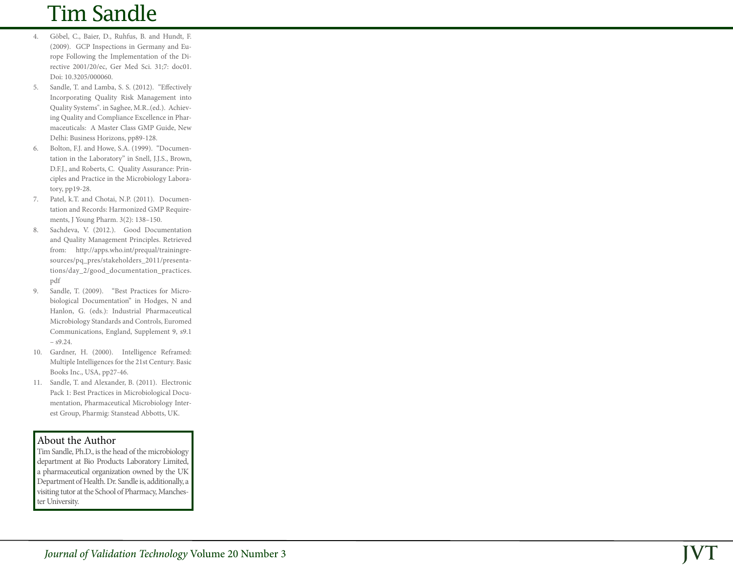4. Göbel, C., Baier, D., Ruhfus, B. and Hundt, F. (2009). GCP Inspections in Germany and Europe Following the Implementation of the Directive 2001/20/ec, Ger Med Sci. 31;7: doc01. Doi: 10.3205/000060.
5. Sandle, T. and Lamba, S. S. (2012). "Effectively Incorporating Quality Risk Management into Quality Systems". in Saghee, M.R..(ed.). Achieving Quality and Compliance Excellence in Pharmaceuticals: A Master Class GMP Guide, New Delhi: Business Horizons, pp89-128.
6. Bolton, F.J. and Howe, S.A. (1999). "Documentation in the Laboratory" in Snell, J.J.S., Brown, D.F.J., and Roberts, C. Quality Assurance: Principles and Practice in the Microbiology Laboratory, pp19-28.
7. Patel, k.T. and Chotai, N.P. (2011). Documentation and Records: Harmonized GMP Requirements, J Young Pharm. 3(2): 138–150.
8. Sachdeva, V. (2012.). Good Documentation and Quality Management Principles. Retrieved from: http://apps.who.int/prequal/trainingresources/pq_pres/stakeholders_2011/presentations/day_2/good_documentation_practices.pdf
9. Sandle, T. (2009). "Best Practices for Microbiological Documentation" in Hodges, N and Hanlon, G. (eds.): Industrial Pharmaceutical Microbiology Standards and Controls, Euromed Communications, England, Supplement 9, s9.1 – s9.24.
10. Gardner, H. (2000). Intelligence Reframed: Multiple Intelligences for the 21st Century. Basic Books Inc., USA, pp27-46.
11. Sandle, T. and Alexander, B. (2011). Electronic Pack 1: Best Practices in Microbiological Documentation, Pharmaceutical Microbiology Interest Group, Pharmig: Stanstead Abbotts, UK.

## About the Author

Tim Sandle, Ph.D., is the head of the microbiology department at Bio Products Laboratory Limited, a pharmaceutical organization owned by the UK Department of Health. Dr. Sandle is, additionally, a visiting tutor at the School of Pharmacy, Manchester University.